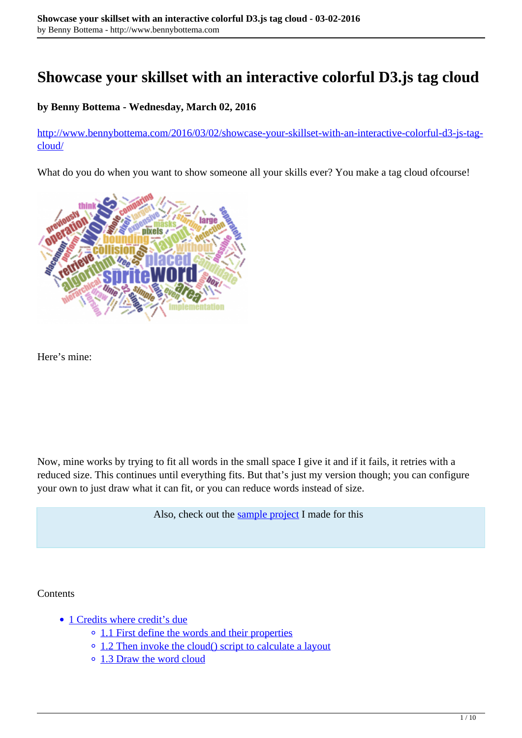# Showcase your skillset with an interactive colorful D3.js tag cloud

**by Benny Bottema - Wednesday, March 02, 2016**

http://www.bennybottema.com/2016/03/02/showcase-your-skillset-with-an-interactive-colorful-d3-js-tag-cloud/

What do you do when you want to show someone all your skills ever? You make a tag cloud ofcourse!

Here's mine:

Now, mine works by trying to fit all words in the small space I give it and if it fails, it retries with a reduced size. This continues until everything fits. But that's just my version though; you can configure your own to just draw what it can fit, or you can reduce words instead of size.

Also, check out the [sample project](#) I made for this

Contents

- [1 Credits where credit's due](#)
  - [1.1 First define the words and their properties](#)
  - [1.2 Then invoke the cloud() script to calculate a layout](#)
  - [1.3 Draw the word cloud](#)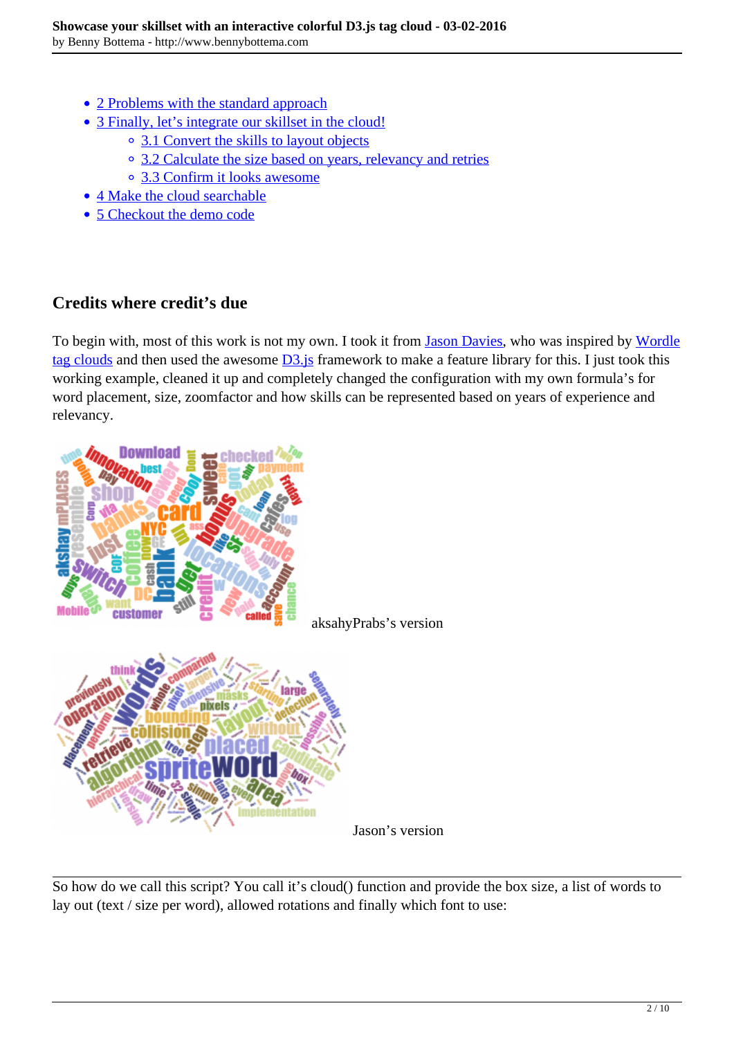- 2 Problems with the standard approach
- 3 Finally, let's integrate our skillset in the cloud!
  - 3.1 Convert the skills to layout objects
  - 3.2 Calculate the size based on years, relevancy and retries
  - 3.3 Confirm it looks awesome
- 4 Make the cloud searchable
- 5 Checkout the demo code

## Credits where credit's due

To begin with, most of this work is not my own. I took it from Jason Davies, who was inspired by Wordle tag clouds and then used the awesome D3.js framework to make a feature library for this. I just took this working example, cleaned it up and completely changed the configuration with my own formula's for word placement, size, zoomfactor and how skills can be represented based on years of experience and relevancy.

aksahyPrabs's version

Jason's version

---

So how do we call this script? You call it's cloud() function and provide the box size, a list of words to lay out (text / size per word), allowed rotations and finally which font to use: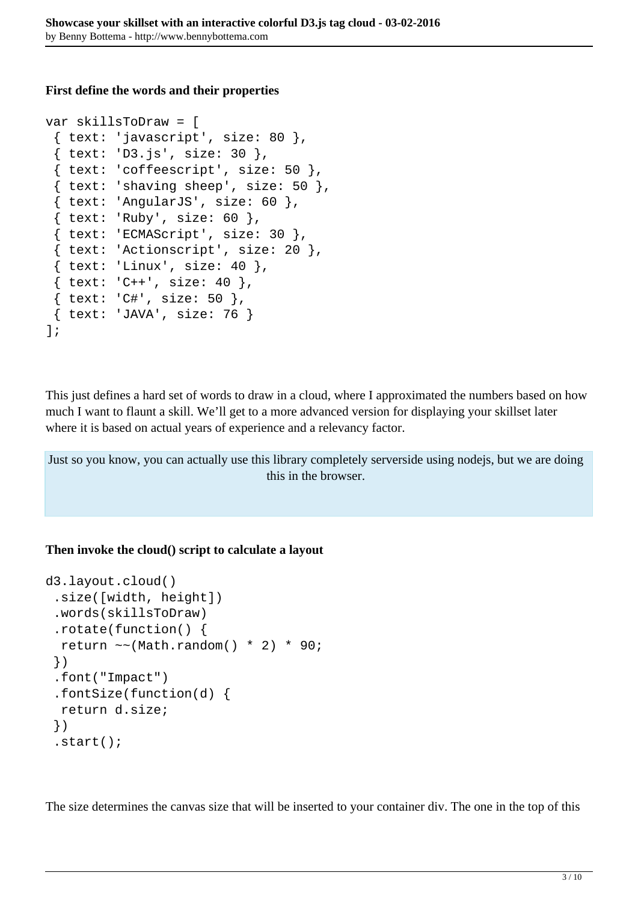**First define the words and their properties**

```
var skillsToDraw = [
 { text: 'javascript', size: 80 },
 { text: 'D3.js', size: 30 },
 { text: 'coffeescript', size: 50 },
 { text: 'shaving sheep', size: 50 },
 { text: 'AngularJS', size: 60 },
 { text: 'Ruby', size: 60 },
 { text: 'ECMAScript', size: 30 },
 { text: 'Actionscript', size: 20 },
 { text: 'Linux', size: 40 },
 { text: 'C++', size: 40 },
 { text: 'C#', size: 50 },
 { text: 'JAVA', size: 76 }
];
```

This just defines a hard set of words to draw in a cloud, where I approximated the numbers based on how much I want to flaunt a skill. We'll get to a more advanced version for displaying your skillset later where it is based on actual years of experience and a relevancy factor.

> Just so you know, you can actually use this library completely serverside using nodejs, but we are doing this in the browser.

**Then invoke the cloud() script to calculate a layout**

```
d3.layout.cloud()
 .size([width, height])
 .words(skillsToDraw)
 .rotate(function() {
  return ~~(Math.random() * 2) * 90;
 })
 .font("Impact")
 .fontSize(function(d) {
  return d.size;
 })
 .start();
```

The size determines the canvas size that will be inserted to your container div. The one in the top of this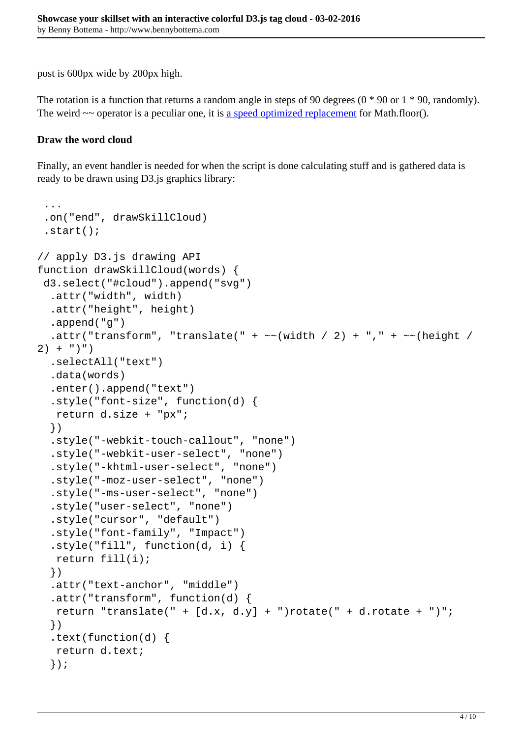post is 600px wide by 200px high.

The rotation is a function that returns a random angle in steps of 90 degrees (0 * 90 or 1 * 90, randomly). The weird ~~ operator is a peculiar one, it is [a speed optimized replacement]() for Math.floor().

**Draw the word cloud**

Finally, an event handler is needed for when the script is done calculating stuff and is gathered data is ready to be drawn using D3.js graphics library:

```
 ...
 .on("end", drawSkillCloud)
 .start();

// apply D3.js drawing API
function drawSkillCloud(words) {
 d3.select("#cloud").append("svg")
  .attr("width", width)
  .attr("height", height)
  .append("g")
  .attr("transform", "translate(" + ~~(width / 2) + "," + ~~(height /
2) + ")")
  .selectAll("text")
  .data(words)
  .enter().append("text")
  .style("font-size", function(d) {
   return d.size + "px";
  })
  .style("-webkit-touch-callout", "none")
  .style("-webkit-user-select", "none")
  .style("-khtml-user-select", "none")
  .style("-moz-user-select", "none")
  .style("-ms-user-select", "none")
  .style("user-select", "none")
  .style("cursor", "default")
  .style("font-family", "Impact")
  .style("fill", function(d, i) {
   return fill(i);
  })
  .attr("text-anchor", "middle")
  .attr("transform", function(d) {
   return "translate(" + [d.x, d.y] + ")rotate(" + d.rotate + ")";
  })
  .text(function(d) {
   return d.text;
  });
```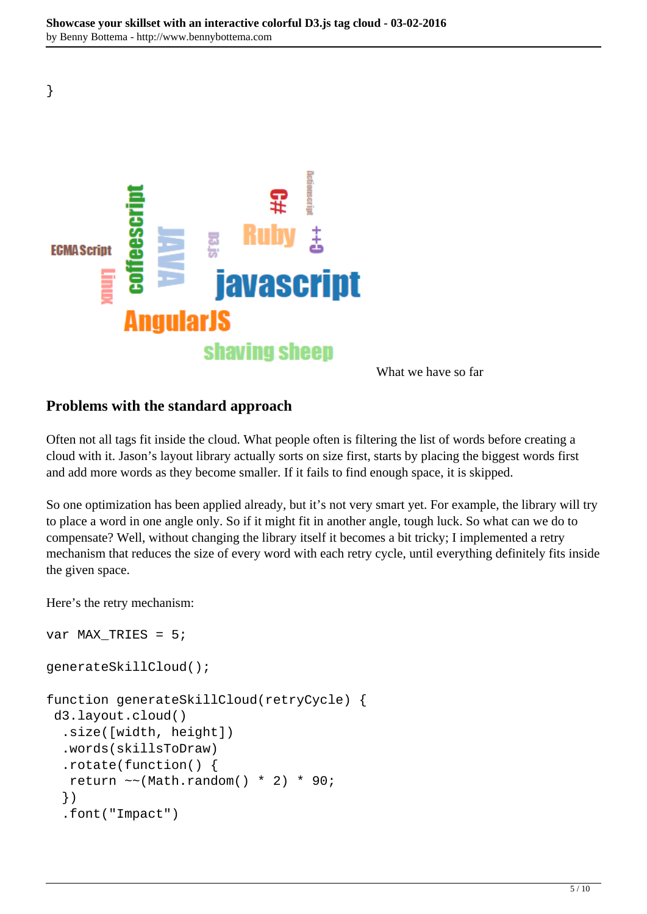```
}
```

What we have so far

## Problems with the standard approach

Often not all tags fit inside the cloud. What people often is filtering the list of words before creating a cloud with it. Jason's layout library actually sorts on size first, starts by placing the biggest words first and add more words as they become smaller. If it fails to find enough space, it is skipped.

So one optimization has been applied already, but it's not very smart yet. For example, the library will try to place a word in one angle only. So if it might fit in another angle, tough luck. So what can we do to compensate? Well, without changing the library itself it becomes a bit tricky; I implemented a retry mechanism that reduces the size of every word with each retry cycle, until everything definitely fits inside the given space.

Here's the retry mechanism:

```
var MAX_TRIES = 5;

generateSkillCloud();

function generateSkillCloud(retryCycle) {
 d3.layout.cloud()
  .size([width, height])
  .words(skillsToDraw)
  .rotate(function() {
   return ~~(Math.random() * 2) * 90;
  })
  .font("Impact")
```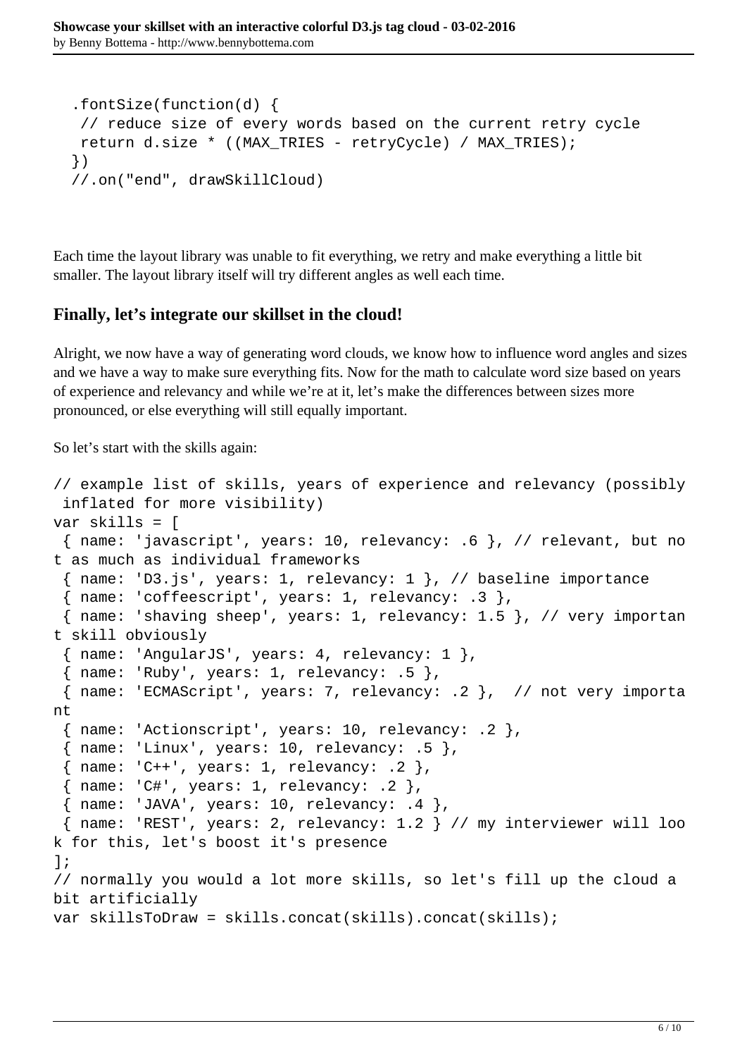```
  .fontSize(function(d) {
   // reduce size of every words based on the current retry cycle
   return d.size * ((MAX_TRIES - retryCycle) / MAX_TRIES);
  })
  //.on("end", drawSkillCloud)
```

Each time the layout library was unable to fit everything, we retry and make everything a little bit smaller. The layout library itself will try different angles as well each time.

### Finally, let's integrate our skillset in the cloud!

Alright, we now have a way of generating word clouds, we know how to influence word angles and sizes and we have a way to make sure everything fits. Now for the math to calculate word size based on years of experience and relevancy and while we're at it, let's make the differences between sizes more pronounced, or else everything will still equally important.

So let's start with the skills again:

```
// example list of skills, years of experience and relevancy (possibly inflated for more visibility)
var skills = [
 { name: 'javascript', years: 10, relevancy: .6 }, // relevant, but not as much as individual frameworks
 { name: 'D3.js', years: 1, relevancy: 1 }, // baseline importance
 { name: 'coffeescript', years: 1, relevancy: .3 },
 { name: 'shaving sheep', years: 1, relevancy: 1.5 }, // very important skill obviously
 { name: 'AngularJS', years: 4, relevancy: 1 },
 { name: 'Ruby', years: 1, relevancy: .5 },
 { name: 'ECMAScript', years: 7, relevancy: .2 },  // not very important
 { name: 'Actionscript', years: 10, relevancy: .2 },
 { name: 'Linux', years: 10, relevancy: .5 },
 { name: 'C++', years: 1, relevancy: .2 },
 { name: 'C#', years: 1, relevancy: .2 },
 { name: 'JAVA', years: 10, relevancy: .4 },
 { name: 'REST', years: 2, relevancy: 1.2 } // my interviewer will look for this, let's boost it's presence
];
// normally you would a lot more skills, so let's fill up the cloud a bit artificially
var skillsToDraw = skills.concat(skills).concat(skills);
```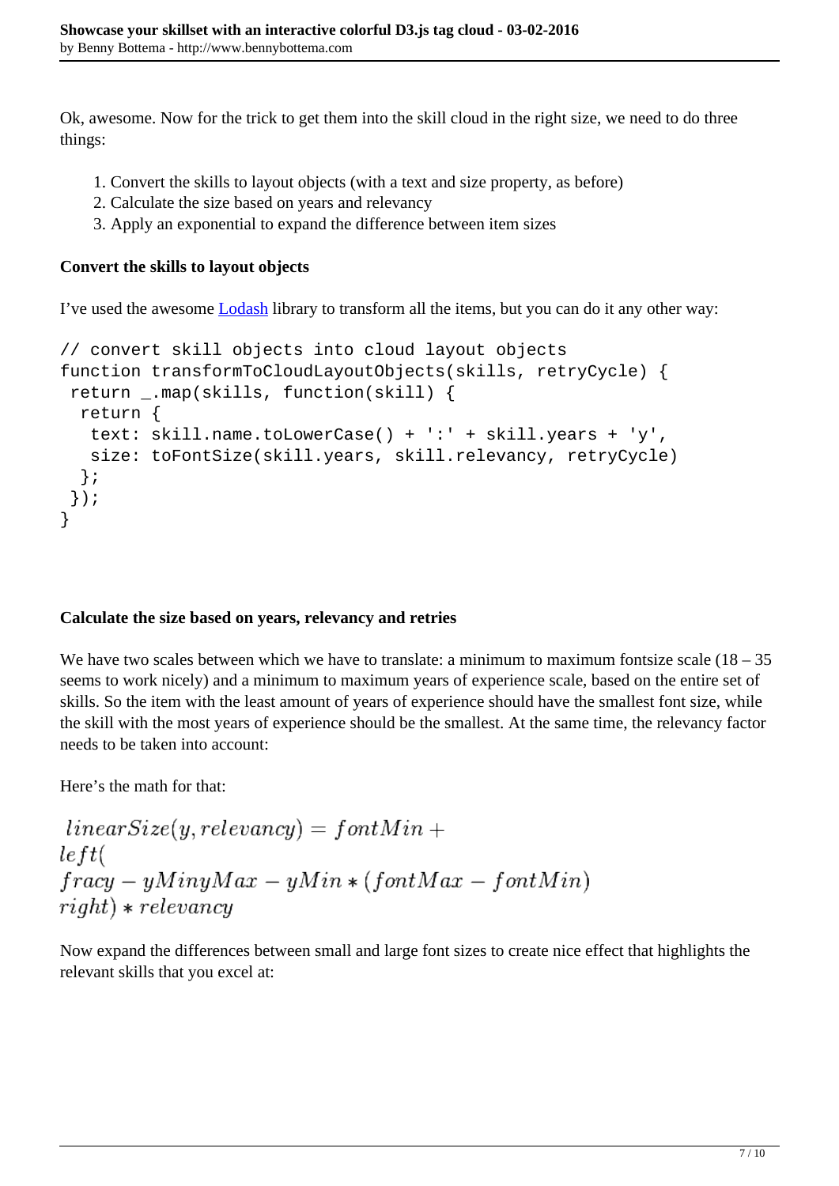Ok, awesome. Now for the trick to get them into the skill cloud in the right size, we need to do three things:

1. Convert the skills to layout objects (with a text and size property, as before)
2. Calculate the size based on years and relevancy
3. Apply an exponential to expand the difference between item sizes

**Convert the skills to layout objects**

I've used the awesome [Lodash](https://lodash.com) library to transform all the items, but you can do it any other way:

```
// convert skill objects into cloud layout objects
function transformToCloudLayoutObjects(skills, retryCycle) {
 return _.map(skills, function(skill) {
  return {
   text: skill.name.toLowerCase() + ':' + skill.years + 'y',
   size: toFontSize(skill.years, skill.relevancy, retryCycle)
  };
 });
}
```

**Calculate the size based on years, relevancy and retries**

We have two scales between which we have to translate: a minimum to maximum fontsize scale (18 – 35 seems to work nicely) and a minimum to maximum years of experience scale, based on the entire set of skills. So the item with the least amount of years of experience should have the smallest font size, while the skill with the most years of experience should be the smallest. At the same time, the relevancy factor needs to be taken into account:

Here's the math for that:

$$linearSize(y, relevancy) = fontMin + \\ left( \\ fracy - yMinyMax - yMin * (fontMax - fontMin) \\ right) * relevancy$$

Now expand the differences between small and large font sizes to create nice effect that highlights the relevant skills that you excel at: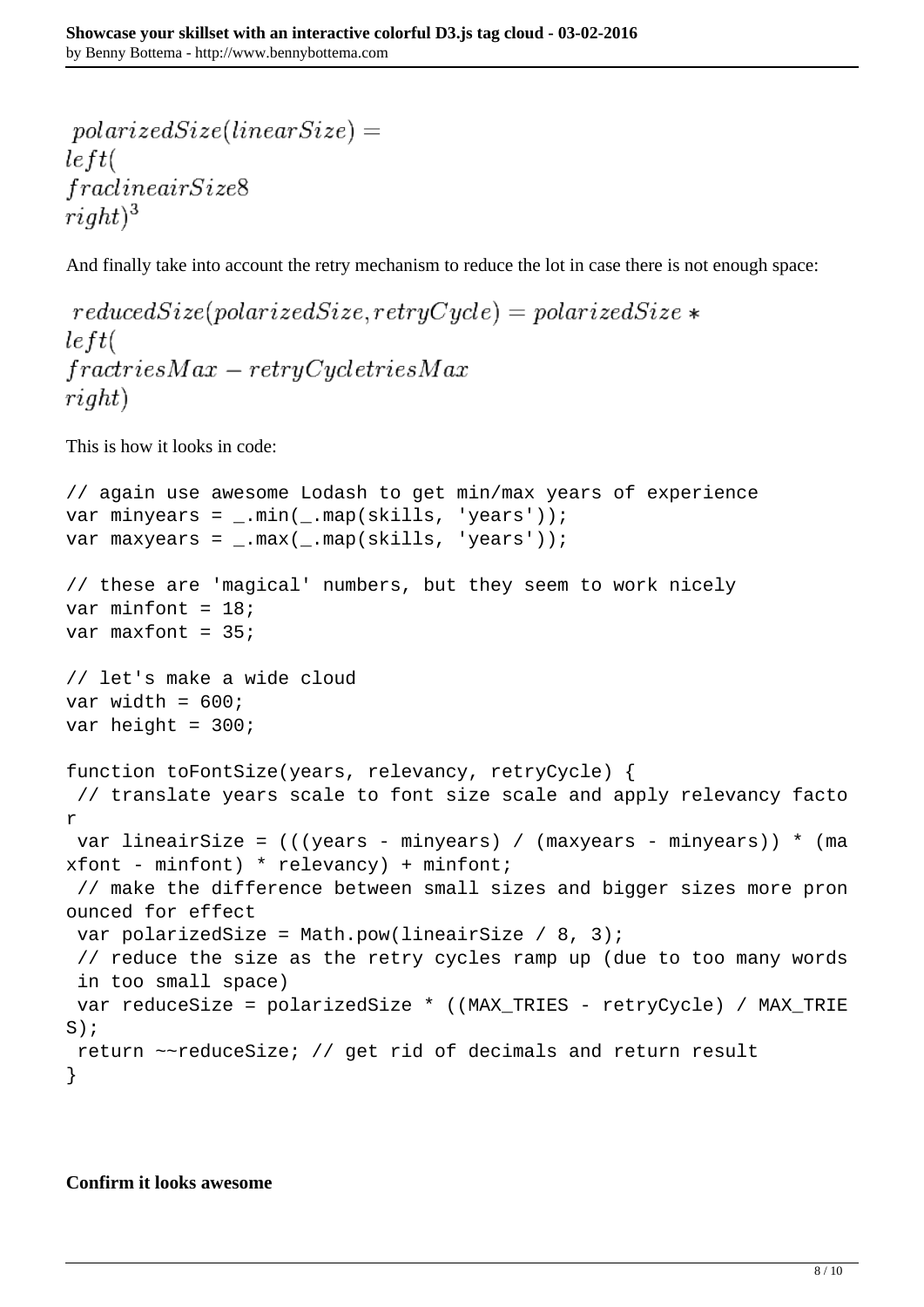$$polarizedSize(linearSize) = \left(\frac{lineairSize}{8}\right)^3$$

And finally take into account the retry mechanism to reduce the lot in case there is not enough space:

$$reducedSize(polarizedSize, retryCycle) = polarizedSize * \left(\frac{triesMax - retryCycle}{triesMax}\right)$$

This is how it looks in code:

```
// again use awesome Lodash to get min/max years of experience
var minyears = _.min(_.map(skills, 'years'));
var maxyears = _.max(_.map(skills, 'years'));

// these are 'magical' numbers, but they seem to work nicely
var minfont = 18;
var maxfont = 35;

// let's make a wide cloud
var width = 600;
var height = 300;

function toFontSize(years, relevancy, retryCycle) {
 // translate years scale to font size scale and apply relevancy factor
 var lineairSize = (((years - minyears) / (maxyears - minyears)) * (maxfont - minfont) * relevancy) + minfont;
 // make the difference between small sizes and bigger sizes more pronounced for effect
 var polarizedSize = Math.pow(lineairSize / 8, 3);
 // reduce the size as the retry cycles ramp up (due to too many words in too small space)
 var reduceSize = polarizedSize * ((MAX_TRIES - retryCycle) / MAX_TRIES);
 return ~~reduceSize; // get rid of decimals and return result
}
```

**Confirm it looks awesome**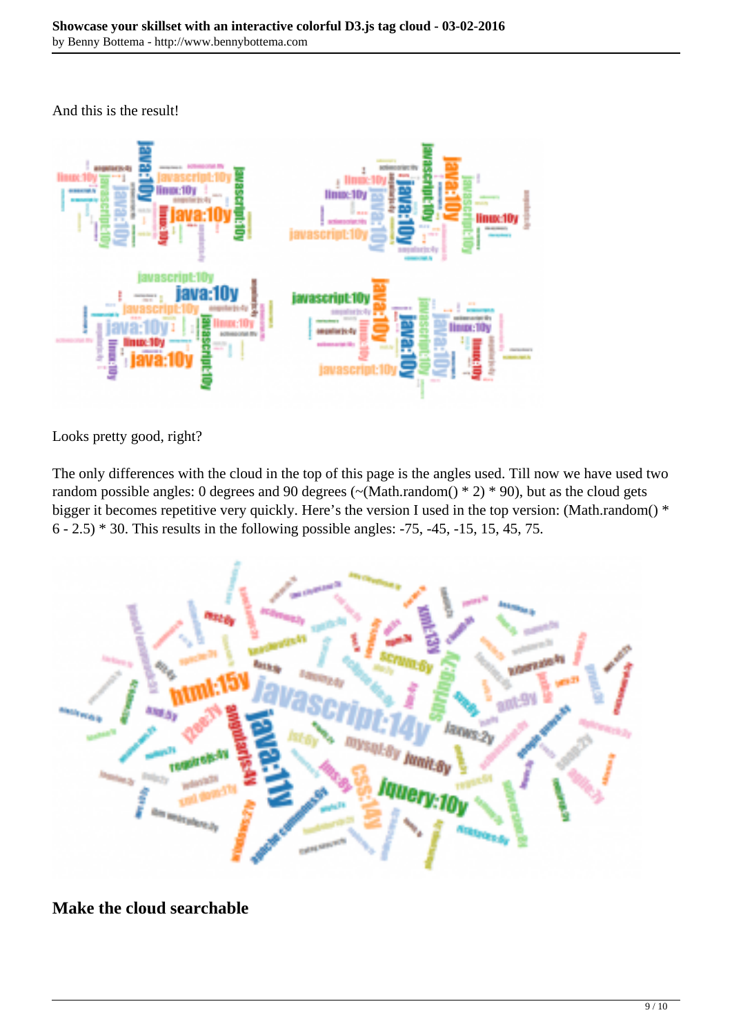And this is the result!

Looks pretty good, right?

The only differences with the cloud in the top of this page is the angles used. Till now we have used two random possible angles: 0 degrees and 90 degrees (~(Math.random() * 2) * 90), but as the cloud gets bigger it becomes repetitive very quickly. Here's the version I used in the top version: (Math.random() * 6 - 2.5) * 30. This results in the following possible angles: -75, -45, -15, 15, 45, 75.

## Make the cloud searchable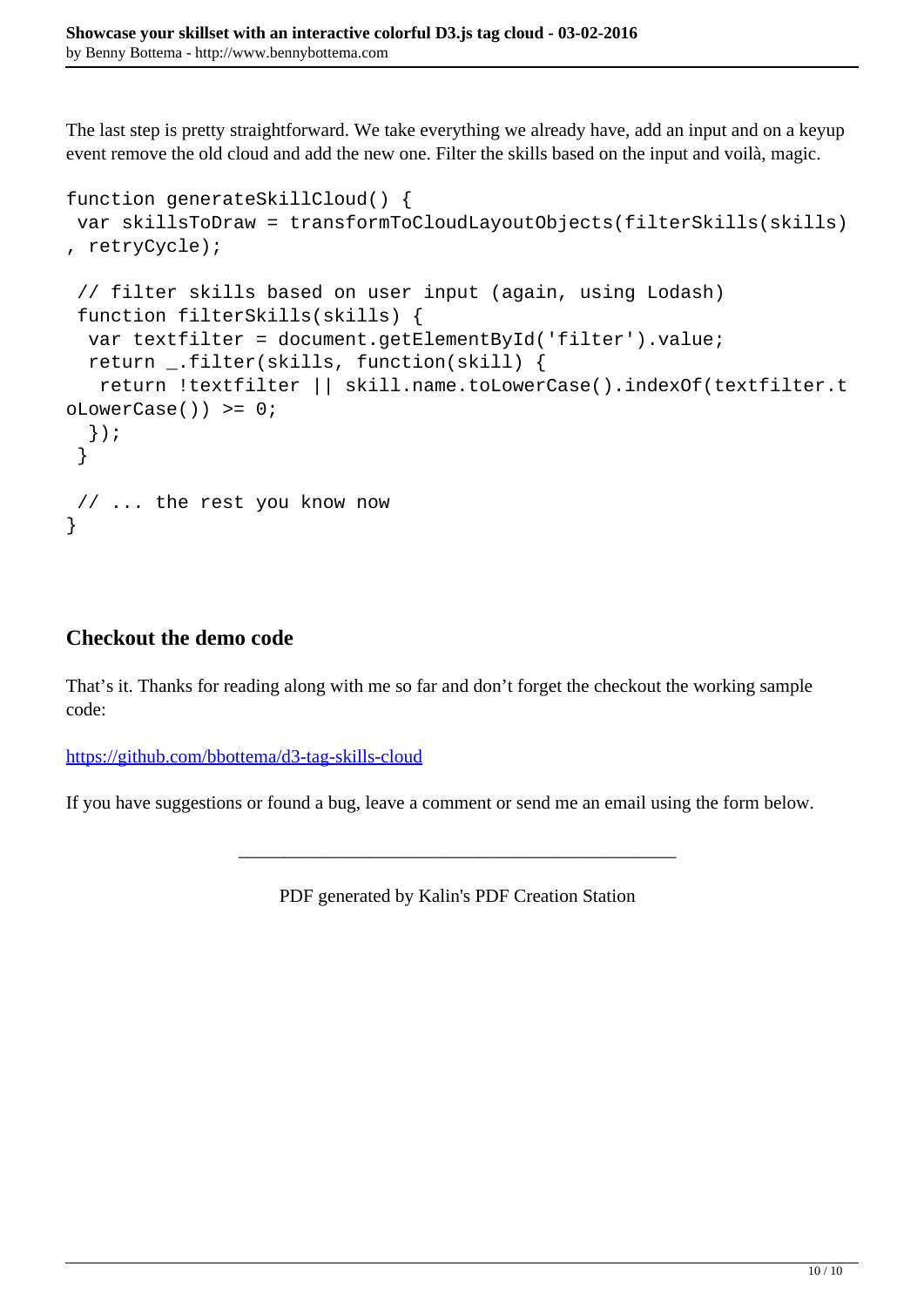The last step is pretty straightforward. We take everything we already have, add an input and on a keyup event remove the old cloud and add the new one. Filter the skills based on the input and voilà, magic.

```
function generateSkillCloud() {
 var skillsToDraw = transformToCloudLayoutObjects(filterSkills(skills)
, retryCycle);

 // filter skills based on user input (again, using Lodash)
 function filterSkills(skills) {
  var textfilter = document.getElementById('filter').value;
  return _.filter(skills, function(skill) {
   return !textfilter || skill.name.toLowerCase().indexOf(textfilter.t
oLowerCase()) >= 0;
  });
 }

 // ... the rest you know now
}
```

## Checkout the demo code

That's it. Thanks for reading along with me so far and don't forget the checkout the working sample code:

https://github.com/bbottema/d3-tag-skills-cloud

If you have suggestions or found a bug, leave a comment or send me an email using the form below.

---

PDF generated by Kalin's PDF Creation Station